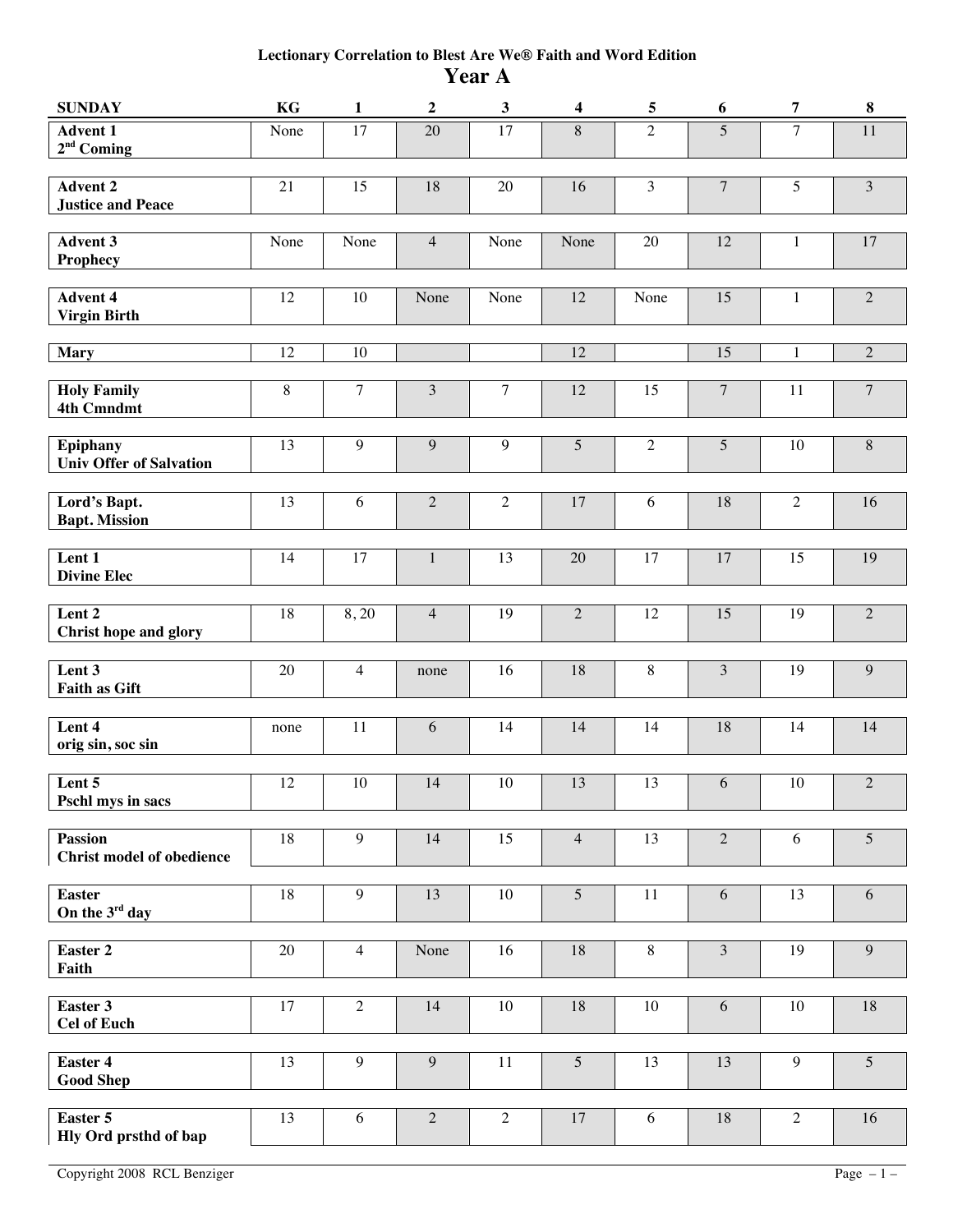**Lectionary Correlation to Blest Are We® Faith and Word Edition**

# Year A

| SUNDAY | KG | 1 | 2 | 3 | 4 | 5 | 6 | 7 | 8 |
|---|---|---|---|---|---|---|---|---|---|
| Advent 1 2nd Coming | None | 17 | 20 | 17 | 8 | 2 | 5 | 7 | 11 |
| Advent 2 Justice and Peace | 21 | 15 | 18 | 20 | 16 | 3 | 7 | 5 | 3 |
| Advent 3 Prophecy | None | None | 4 | None | None | 20 | 12 | 1 | 17 |
| Advent 4 Virgin Birth | 12 | 10 | None | None | 12 | None | 15 | 1 | 2 |
| Mary | 12 | 10 | | | 12 | | 15 | 1 | 2 |
| Holy Family 4th Cmndmt | 8 | 7 | 3 | 7 | 12 | 15 | 7 | 11 | 7 |
| Epiphany Univ Offer of Salvation | 13 | 9 | 9 | 9 | 5 | 2 | 5 | 10 | 8 |
| Lord's Bapt. Bapt. Mission | 13 | 6 | 2 | 2 | 17 | 6 | 18 | 2 | 16 |
| Lent 1 Divine Elec | 14 | 17 | 1 | 13 | 20 | 17 | 17 | 15 | 19 |
| Lent 2 Christ hope and glory | 18 | 8, 20 | 4 | 19 | 2 | 12 | 15 | 19 | 2 |
| Lent 3 Faith as Gift | 20 | 4 | none | 16 | 18 | 8 | 3 | 19 | 9 |
| Lent 4 orig sin, soc sin | none | 11 | 6 | 14 | 14 | 14 | 18 | 14 | 14 |
| Lent 5 Pschl mys in sacs | 12 | 10 | 14 | 10 | 13 | 13 | 6 | 10 | 2 |
| Passion Christ model of obedience | 18 | 9 | 14 | 15 | 4 | 13 | 2 | 6 | 5 |
| Easter On the 3rd day | 18 | 9 | 13 | 10 | 5 | 11 | 6 | 13 | 6 |
| Easter 2 Faith | 20 | 4 | None | 16 | 18 | 8 | 3 | 19 | 9 |
| Easter 3 Cel of Euch | 17 | 2 | 14 | 10 | 18 | 10 | 6 | 10 | 18 |
| Easter 4 Good Shep | 13 | 9 | 9 | 11 | 5 | 13 | 13 | 9 | 5 |
| Easter 5 Hly Ord prsthd of bap | 13 | 6 | 2 | 2 | 17 | 6 | 18 | 2 | 16 |

Copyright 2008 RCL Benziger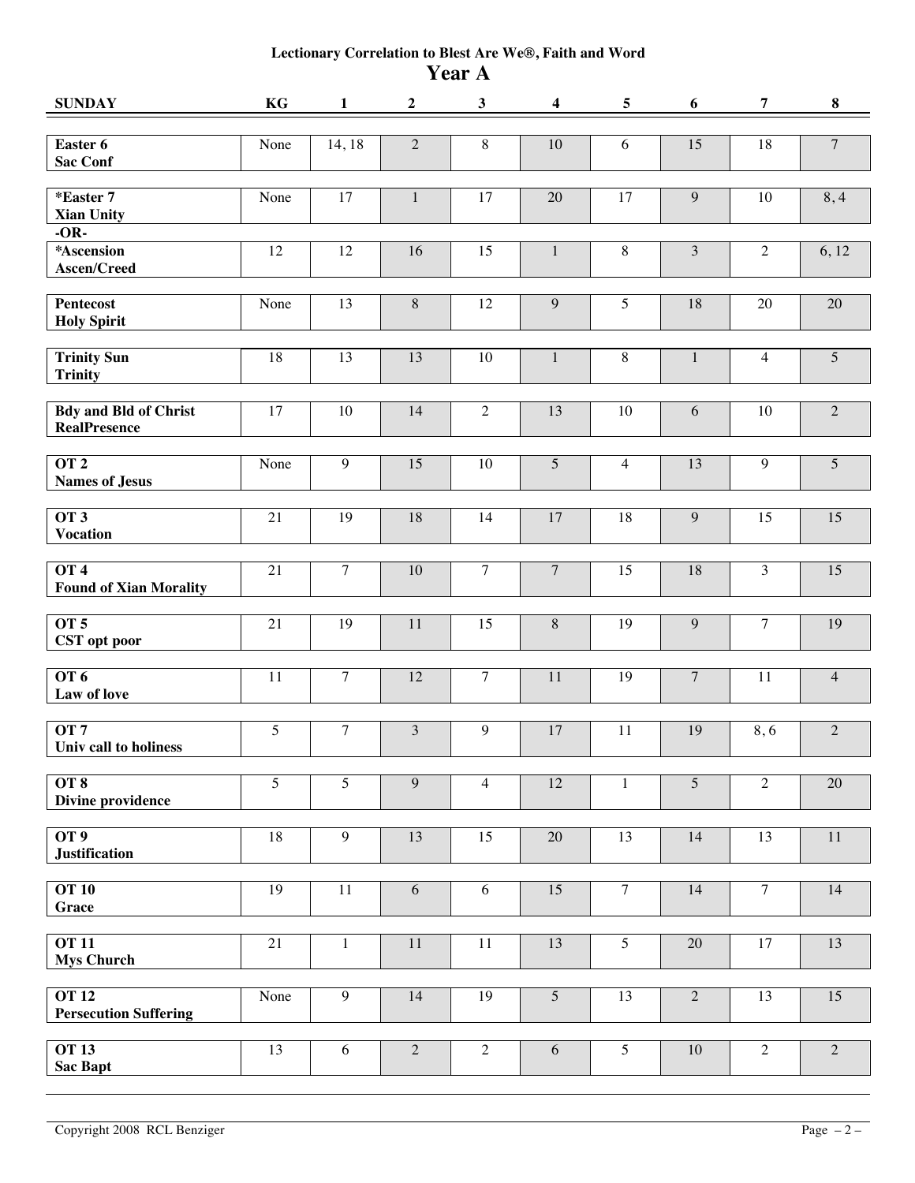**Lectionary Correlation to Blest Are We®, Faith and Word**

# Year A

| SUNDAY | KG | 1 | 2 | 3 | 4 | 5 | 6 | 7 | 8 |
|---|---|---|---|---|---|---|---|---|---|
| **Easter 6** **Sac Conf** | None | 14, 18 | 2 | 8 | 10 | 6 | 15 | 18 | 7 |
| ***Easter 7** **Xian Unity** | None | 17 | 1 | 17 | 20 | 17 | 9 | 10 | 8, 4 |
| **-OR-** | | | | | | | | | |
| ***Ascension** **Ascen/Creed** | 12 | 12 | 16 | 15 | 1 | 8 | 3 | 2 | 6, 12 |
| **Pentecost** **Holy Spirit** | None | 13 | 8 | 12 | 9 | 5 | 18 | 20 | 20 |
| **Trinity Sun** **Trinity** | 18 | 13 | 13 | 10 | 1 | 8 | 1 | 4 | 5 |
| **Bdy and Bld of Christ** **RealPresence** | 17 | 10 | 14 | 2 | 13 | 10 | 6 | 10 | 2 |
| **OT 2** **Names of Jesus** | None | 9 | 15 | 10 | 5 | 4 | 13 | 9 | 5 |
| **OT 3** **Vocation** | 21 | 19 | 18 | 14 | 17 | 18 | 9 | 15 | 15 |
| **OT 4** **Found of Xian Morality** | 21 | 7 | 10 | 7 | 7 | 15 | 18 | 3 | 15 |
| **OT 5** **CST opt poor** | 21 | 19 | 11 | 15 | 8 | 19 | 9 | 7 | 19 |
| **OT 6** **Law of love** | 11 | 7 | 12 | 7 | 11 | 19 | 7 | 11 | 4 |
| **OT 7** **Univ call to holiness** | 5 | 7 | 3 | 9 | 17 | 11 | 19 | 8, 6 | 2 |
| **OT 8** **Divine providence** | 5 | 5 | 9 | 4 | 12 | 1 | 5 | 2 | 20 |
| **OT 9** **Justification** | 18 | 9 | 13 | 15 | 20 | 13 | 14 | 13 | 11 |
| **OT 10** **Grace** | 19 | 11 | 6 | 6 | 15 | 7 | 14 | 7 | 14 |
| **OT 11** **Mys Church** | 21 | 1 | 11 | 11 | 13 | 5 | 20 | 17 | 13 |
| **OT 12** **Persecution Suffering** | None | 9 | 14 | 19 | 5 | 13 | 2 | 13 | 15 |
| **OT 13** **Sac Bapt** | 13 | 6 | 2 | 2 | 6 | 5 | 10 | 2 | 2 |

Copyright 2008 RCL Benziger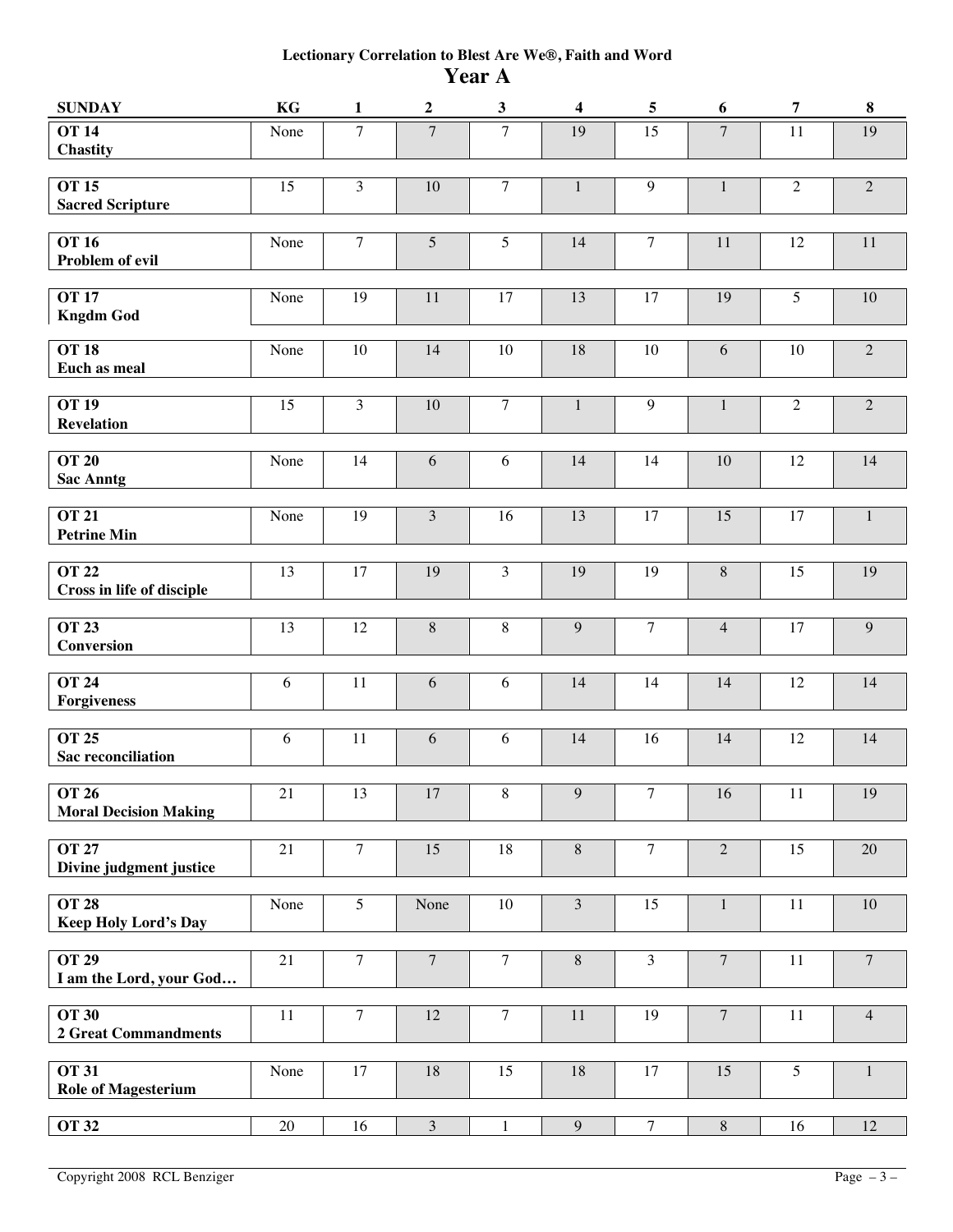**Lectionary Correlation to Blest Are We®, Faith and Word**

# Year A

| SUNDAY | KG | 1 | 2 | 3 | 4 | 5 | 6 | 7 | 8 |
|---|---|---|---|---|---|---|---|---|---|
| **OT 14** **Chastity** | None | 7 | 7 | 7 | 19 | 15 | 7 | 11 | 19 |
| **OT 15** **Sacred Scripture** | 15 | 3 | 10 | 7 | 1 | 9 | 1 | 2 | 2 |
| **OT 16** **Problem of evil** | None | 7 | 5 | 5 | 14 | 7 | 11 | 12 | 11 |
| **OT 17** **Kngdm God** | None | 19 | 11 | 17 | 13 | 17 | 19 | 5 | 10 |
| **OT 18** **Euch as meal** | None | 10 | 14 | 10 | 18 | 10 | 6 | 10 | 2 |
| **OT 19** **Revelation** | 15 | 3 | 10 | 7 | 1 | 9 | 1 | 2 | 2 |
| **OT 20** **Sac Anntg** | None | 14 | 6 | 6 | 14 | 14 | 10 | 12 | 14 |
| **OT 21** **Petrine Min** | None | 19 | 3 | 16 | 13 | 17 | 15 | 17 | 1 |
| **OT 22** **Cross in life of disciple** | 13 | 17 | 19 | 3 | 19 | 19 | 8 | 15 | 19 |
| **OT 23** **Conversion** | 13 | 12 | 8 | 8 | 9 | 7 | 4 | 17 | 9 |
| **OT 24** **Forgiveness** | 6 | 11 | 6 | 6 | 14 | 14 | 14 | 12 | 14 |
| **OT 25** **Sac reconciliation** | 6 | 11 | 6 | 6 | 14 | 16 | 14 | 12 | 14 |
| **OT 26** **Moral Decision Making** | 21 | 13 | 17 | 8 | 9 | 7 | 16 | 11 | 19 |
| **OT 27** **Divine judgment justice** | 21 | 7 | 15 | 18 | 8 | 7 | 2 | 15 | 20 |
| **OT 28** **Keep Holy Lord's Day** | None | 5 | None | 10 | 3 | 15 | 1 | 11 | 10 |
| **OT 29** **I am the Lord, your God…** | 21 | 7 | 7 | 7 | 8 | 3 | 7 | 11 | 7 |
| **OT 30** **2 Great Commandments** | 11 | 7 | 12 | 7 | 11 | 19 | 7 | 11 | 4 |
| **OT 31** **Role of Magesterium** | None | 17 | 18 | 15 | 18 | 17 | 15 | 5 | 1 |
| **OT 32** | 20 | 16 | 3 | 1 | 9 | 7 | 8 | 16 | 12 |

Copyright 2008 RCL Benziger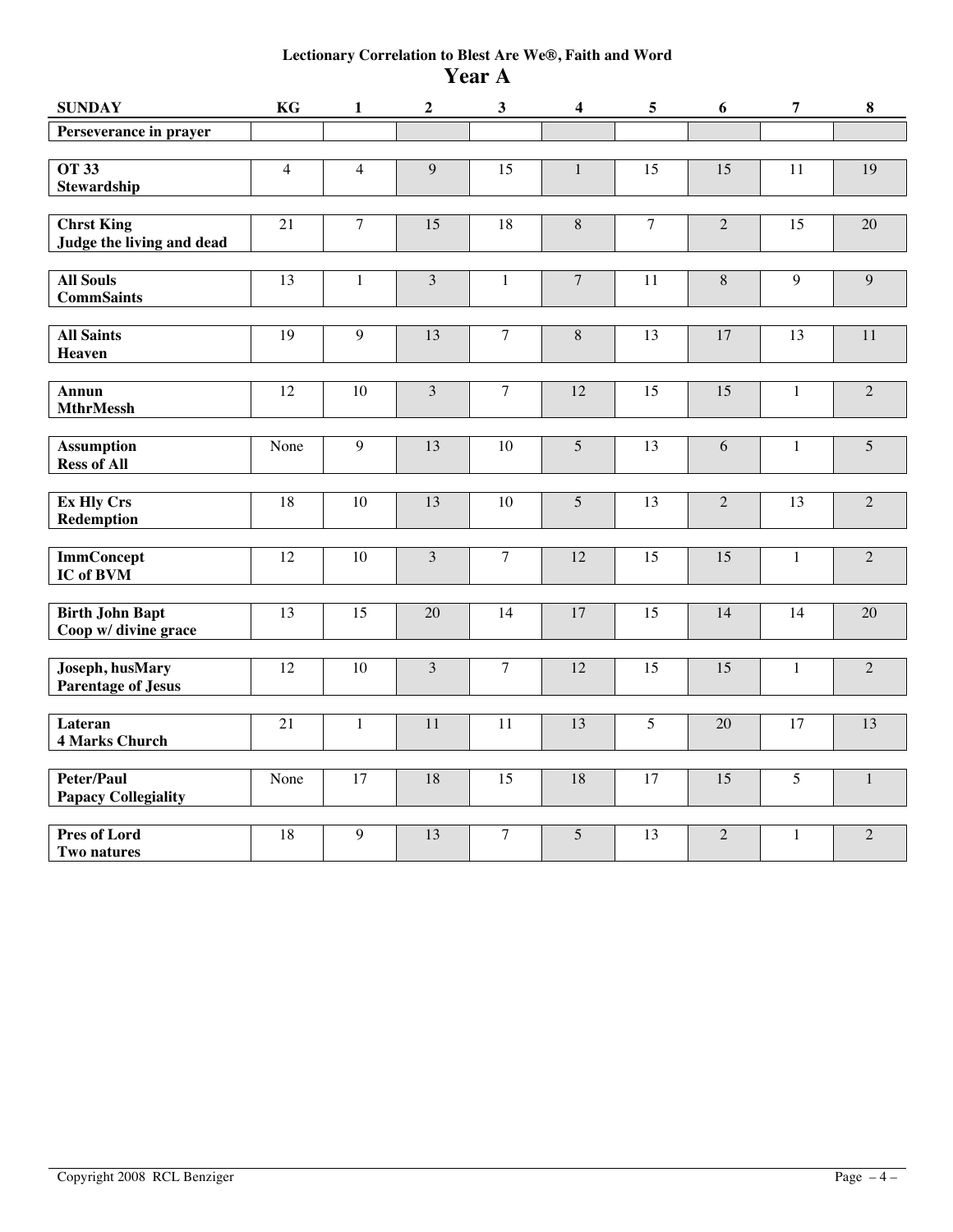**Lectionary Correlation to Blest Are We®, Faith and Word**

# Year A

| SUNDAY | KG | 1 | 2 | 3 | 4 | 5 | 6 | 7 | 8 |
|---|---|---|---|---|---|---|---|---|---|
| **Perseverance in prayer** | | | | | | | | | |
| **OT 33**<br>**Stewardship** | 4 | 4 | 9 | 15 | 1 | 15 | 15 | 11 | 19 |
| **Chrst King**<br>**Judge the living and dead** | 21 | 7 | 15 | 18 | 8 | 7 | 2 | 15 | 20 |
| **All Souls**<br>**CommSaints** | 13 | 1 | 3 | 1 | 7 | 11 | 8 | 9 | 9 |
| **All Saints**<br>**Heaven** | 19 | 9 | 13 | 7 | 8 | 13 | 17 | 13 | 11 |
| **Annun**<br>**MthrMessh** | 12 | 10 | 3 | 7 | 12 | 15 | 15 | 1 | 2 |
| **Assumption**<br>**Ress of All** | None | 9 | 13 | 10 | 5 | 13 | 6 | 1 | 5 |
| **Ex Hly Crs**<br>**Redemption** | 18 | 10 | 13 | 10 | 5 | 13 | 2 | 13 | 2 |
| **ImmConcept**<br>**IC of BVM** | 12 | 10 | 3 | 7 | 12 | 15 | 15 | 1 | 2 |
| **Birth John Bapt**<br>**Coop w/ divine grace** | 13 | 15 | 20 | 14 | 17 | 15 | 14 | 14 | 20 |
| **Joseph, husMary**<br>**Parentage of Jesus** | 12 | 10 | 3 | 7 | 12 | 15 | 15 | 1 | 2 |
| **Lateran**<br>**4 Marks Church** | 21 | 1 | 11 | 11 | 13 | 5 | 20 | 17 | 13 |
| **Peter/Paul**<br>**Papacy Collegiality** | None | 17 | 18 | 15 | 18 | 17 | 15 | 5 | 1 |
| **Pres of Lord**<br>**Two natures** | 18 | 9 | 13 | 7 | 5 | 13 | 2 | 1 | 2 |

Copyright 2008 RCL Benziger